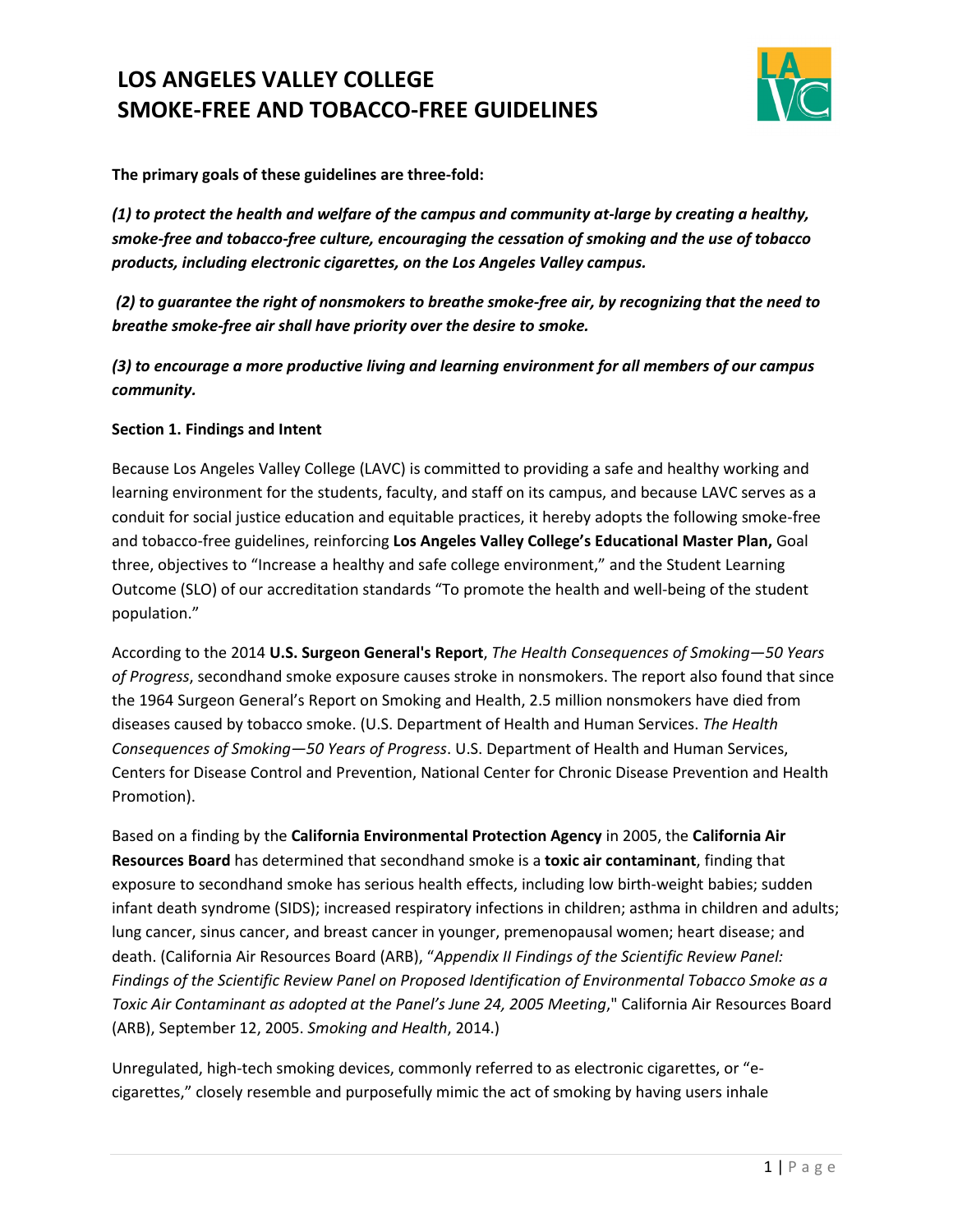# LOS ANGELES VALLEY COLLEGE
# SMOKE-FREE AND TOBACCO-FREE GUIDELINES

**The primary goals of these guidelines are three-fold:**

***(1) to protect the health and welfare of the campus and community at-large by creating a healthy, smoke-free and tobacco-free culture, encouraging the cessation of smoking and the use of tobacco products, including electronic cigarettes, on the Los Angeles Valley campus.***

***(2) to guarantee the right of nonsmokers to breathe smoke-free air, by recognizing that the need to breathe smoke-free air shall have priority over the desire to smoke.***

***(3) to encourage a more productive living and learning environment for all members of our campus community.***

**Section 1. Findings and Intent**

Because Los Angeles Valley College (LAVC) is committed to providing a safe and healthy working and learning environment for the students, faculty, and staff on its campus, and because LAVC serves as a conduit for social justice education and equitable practices, it hereby adopts the following smoke-free and tobacco-free guidelines, reinforcing **Los Angeles Valley College's Educational Master Plan,** Goal three, objectives to "Increase a healthy and safe college environment," and the Student Learning Outcome (SLO) of our accreditation standards "To promote the health and well-being of the student population."

According to the 2014 **U.S. Surgeon General's Report**, *The Health Consequences of Smoking—50 Years of Progress*, secondhand smoke exposure causes stroke in nonsmokers. The report also found that since the 1964 Surgeon General's Report on Smoking and Health, 2.5 million nonsmokers have died from diseases caused by tobacco smoke. (U.S. Department of Health and Human Services. *The Health Consequences of Smoking—50 Years of Progress*. U.S. Department of Health and Human Services, Centers for Disease Control and Prevention, National Center for Chronic Disease Prevention and Health Promotion).

Based on a finding by the **California Environmental Protection Agency** in 2005, the **California Air Resources Board** has determined that secondhand smoke is a **toxic air contaminant**, finding that exposure to secondhand smoke has serious health effects, including low birth-weight babies; sudden infant death syndrome (SIDS); increased respiratory infections in children; asthma in children and adults; lung cancer, sinus cancer, and breast cancer in younger, premenopausal women; heart disease; and death. (California Air Resources Board (ARB), "*Appendix II Findings of the Scientific Review Panel: Findings of the Scientific Review Panel on Proposed Identification of Environmental Tobacco Smoke as a Toxic Air Contaminant as adopted at the Panel's June 24, 2005 Meeting*," California Air Resources Board (ARB), September 12, 2005. *Smoking and Health*, 2014.)

Unregulated, high-tech smoking devices, commonly referred to as electronic cigarettes, or "e-cigarettes," closely resemble and purposefully mimic the act of smoking by having users inhale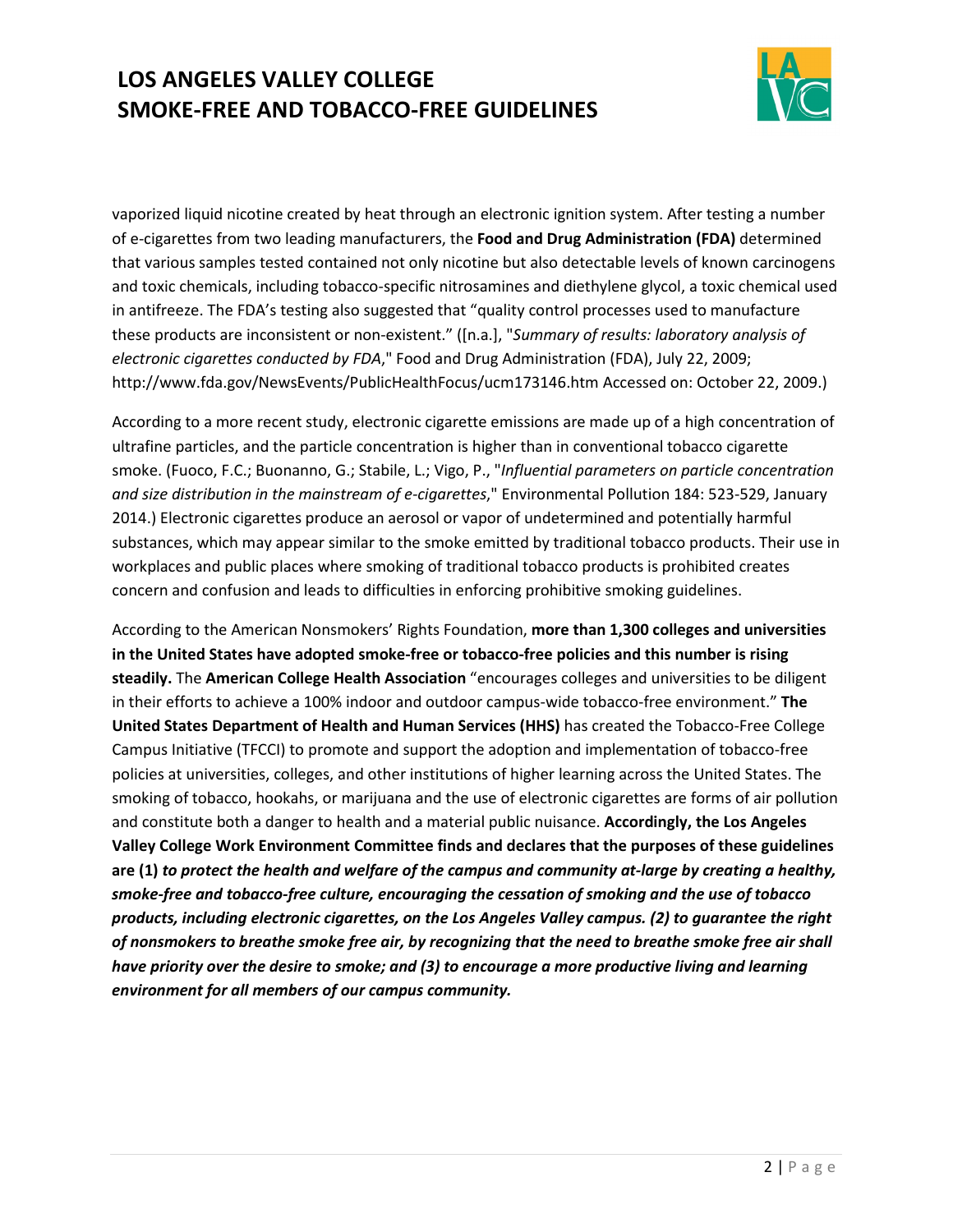vaporized liquid nicotine created by heat through an electronic ignition system. After testing a number of e-cigarettes from two leading manufacturers, the **Food and Drug Administration (FDA)** determined that various samples tested contained not only nicotine but also detectable levels of known carcinogens and toxic chemicals, including tobacco-specific nitrosamines and diethylene glycol, a toxic chemical used in antifreeze. The FDA's testing also suggested that "quality control processes used to manufacture these products are inconsistent or non-existent." ([n.a.], "*Summary of results: laboratory analysis of electronic cigarettes conducted by FDA*," Food and Drug Administration (FDA), July 22, 2009; http://www.fda.gov/NewsEvents/PublicHealthFocus/ucm173146.htm Accessed on: October 22, 2009.)

According to a more recent study, electronic cigarette emissions are made up of a high concentration of ultrafine particles, and the particle concentration is higher than in conventional tobacco cigarette smoke. (Fuoco, F.C.; Buonanno, G.; Stabile, L.; Vigo, P., "*Influential parameters on particle concentration and size distribution in the mainstream of e-cigarettes*," Environmental Pollution 184: 523-529, January 2014.) Electronic cigarettes produce an aerosol or vapor of undetermined and potentially harmful substances, which may appear similar to the smoke emitted by traditional tobacco products. Their use in workplaces and public places where smoking of traditional tobacco products is prohibited creates concern and confusion and leads to difficulties in enforcing prohibitive smoking guidelines.

According to the American Nonsmokers' Rights Foundation, **more than 1,300 colleges and universities in the United States have adopted smoke-free or tobacco-free policies and this number is rising steadily.** The **American College Health Association** "encourages colleges and universities to be diligent in their efforts to achieve a 100% indoor and outdoor campus-wide tobacco-free environment." **The United States Department of Health and Human Services (HHS)** has created the Tobacco-Free College Campus Initiative (TFCCI) to promote and support the adoption and implementation of tobacco-free policies at universities, colleges, and other institutions of higher learning across the United States. The smoking of tobacco, hookahs, or marijuana and the use of electronic cigarettes are forms of air pollution and constitute both a danger to health and a material public nuisance. **Accordingly, the Los Angeles Valley College Work Environment Committee finds and declares that the purposes of these guidelines are (1)** ***to protect the health and welfare of the campus and community at-large by creating a healthy, smoke-free and tobacco-free culture, encouraging the cessation of smoking and the use of tobacco products, including electronic cigarettes, on the Los Angeles Valley campus. (2) to guarantee the right of nonsmokers to breathe smoke free air, by recognizing that the need to breathe smoke free air shall have priority over the desire to smoke; and (3) to encourage a more productive living and learning environment for all members of our campus community.***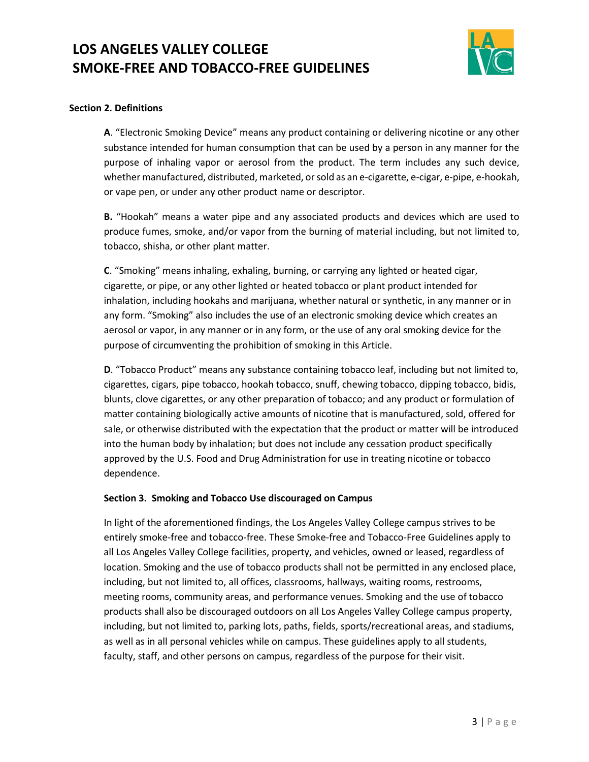### Section 2. Definitions

**A**. "Electronic Smoking Device" means any product containing or delivering nicotine or any other substance intended for human consumption that can be used by a person in any manner for the purpose of inhaling vapor or aerosol from the product. The term includes any such device, whether manufactured, distributed, marketed, or sold as an e-cigarette, e-cigar, e-pipe, e-hookah, or vape pen, or under any other product name or descriptor.

**B.** "Hookah" means a water pipe and any associated products and devices which are used to produce fumes, smoke, and/or vapor from the burning of material including, but not limited to, tobacco, shisha, or other plant matter.

**C**. "Smoking" means inhaling, exhaling, burning, or carrying any lighted or heated cigar, cigarette, or pipe, or any other lighted or heated tobacco or plant product intended for inhalation, including hookahs and marijuana, whether natural or synthetic, in any manner or in any form. "Smoking" also includes the use of an electronic smoking device which creates an aerosol or vapor, in any manner or in any form, or the use of any oral smoking device for the purpose of circumventing the prohibition of smoking in this Article.

**D**. "Tobacco Product" means any substance containing tobacco leaf, including but not limited to, cigarettes, cigars, pipe tobacco, hookah tobacco, snuff, chewing tobacco, dipping tobacco, bidis, blunts, clove cigarettes, or any other preparation of tobacco; and any product or formulation of matter containing biologically active amounts of nicotine that is manufactured, sold, offered for sale, or otherwise distributed with the expectation that the product or matter will be introduced into the human body by inhalation; but does not include any cessation product specifically approved by the U.S. Food and Drug Administration for use in treating nicotine or tobacco dependence.

### Section 3. Smoking and Tobacco Use discouraged on Campus

In light of the aforementioned findings, the Los Angeles Valley College campus strives to be entirely smoke-free and tobacco-free. These Smoke-free and Tobacco-Free Guidelines apply to all Los Angeles Valley College facilities, property, and vehicles, owned or leased, regardless of location. Smoking and the use of tobacco products shall not be permitted in any enclosed place, including, but not limited to, all offices, classrooms, hallways, waiting rooms, restrooms, meeting rooms, community areas, and performance venues. Smoking and the use of tobacco products shall also be discouraged outdoors on all Los Angeles Valley College campus property, including, but not limited to, parking lots, paths, fields, sports/recreational areas, and stadiums, as well as in all personal vehicles while on campus. These guidelines apply to all students, faculty, staff, and other persons on campus, regardless of the purpose for their visit.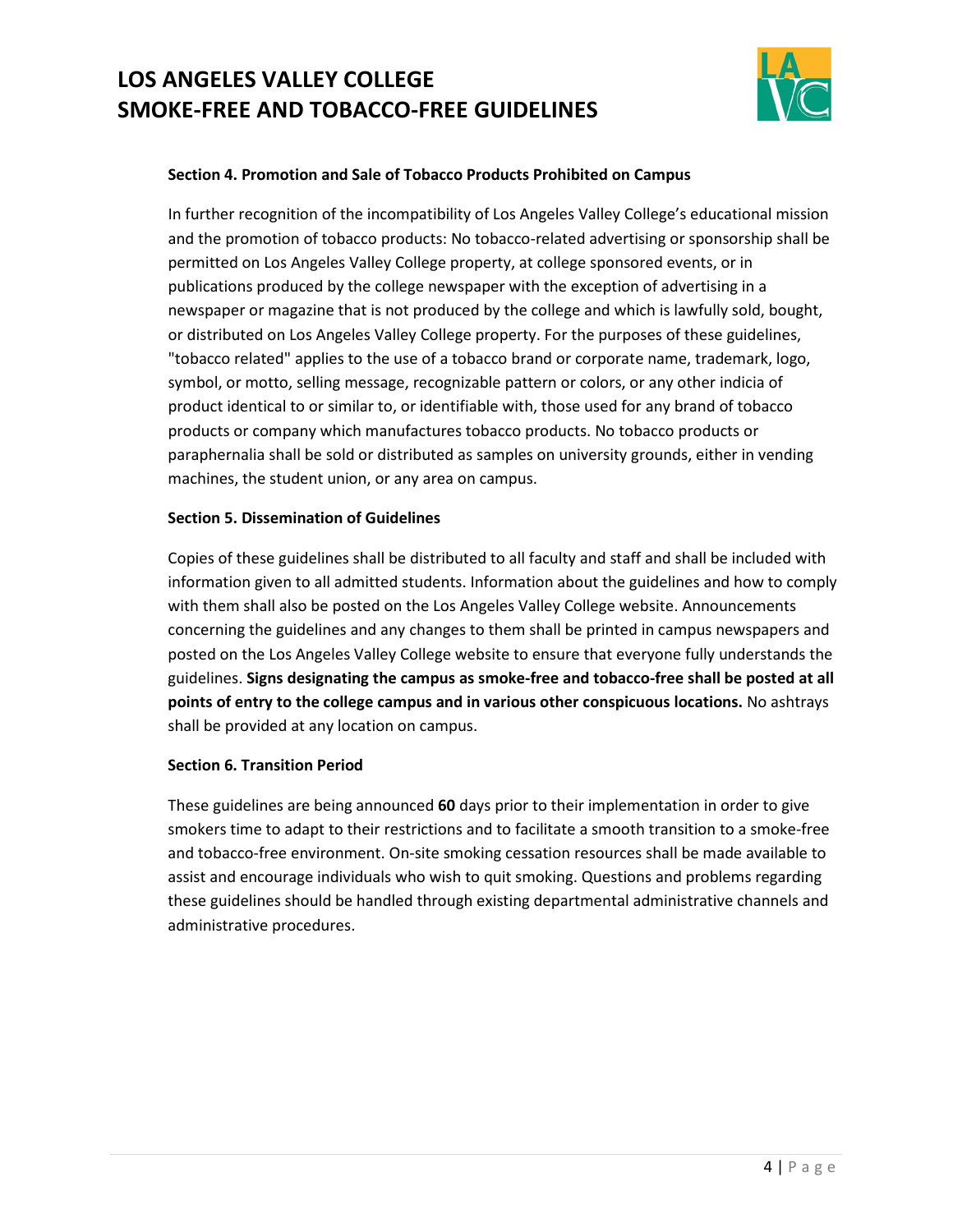**Section 4. Promotion and Sale of Tobacco Products Prohibited on Campus**

In further recognition of the incompatibility of Los Angeles Valley College's educational mission and the promotion of tobacco products: No tobacco-related advertising or sponsorship shall be permitted on Los Angeles Valley College property, at college sponsored events, or in publications produced by the college newspaper with the exception of advertising in a newspaper or magazine that is not produced by the college and which is lawfully sold, bought, or distributed on Los Angeles Valley College property. For the purposes of these guidelines, "tobacco related" applies to the use of a tobacco brand or corporate name, trademark, logo, symbol, or motto, selling message, recognizable pattern or colors, or any other indicia of product identical to or similar to, or identifiable with, those used for any brand of tobacco products or company which manufactures tobacco products. No tobacco products or paraphernalia shall be sold or distributed as samples on university grounds, either in vending machines, the student union, or any area on campus.

**Section 5. Dissemination of Guidelines**

Copies of these guidelines shall be distributed to all faculty and staff and shall be included with information given to all admitted students. Information about the guidelines and how to comply with them shall also be posted on the Los Angeles Valley College website. Announcements concerning the guidelines and any changes to them shall be printed in campus newspapers and posted on the Los Angeles Valley College website to ensure that everyone fully understands the guidelines. **Signs designating the campus as smoke-free and tobacco-free shall be posted at all points of entry to the college campus and in various other conspicuous locations.** No ashtrays shall be provided at any location on campus.

**Section 6. Transition Period**

These guidelines are being announced **60** days prior to their implementation in order to give smokers time to adapt to their restrictions and to facilitate a smooth transition to a smoke-free and tobacco-free environment. On-site smoking cessation resources shall be made available to assist and encourage individuals who wish to quit smoking. Questions and problems regarding these guidelines should be handled through existing departmental administrative channels and administrative procedures.